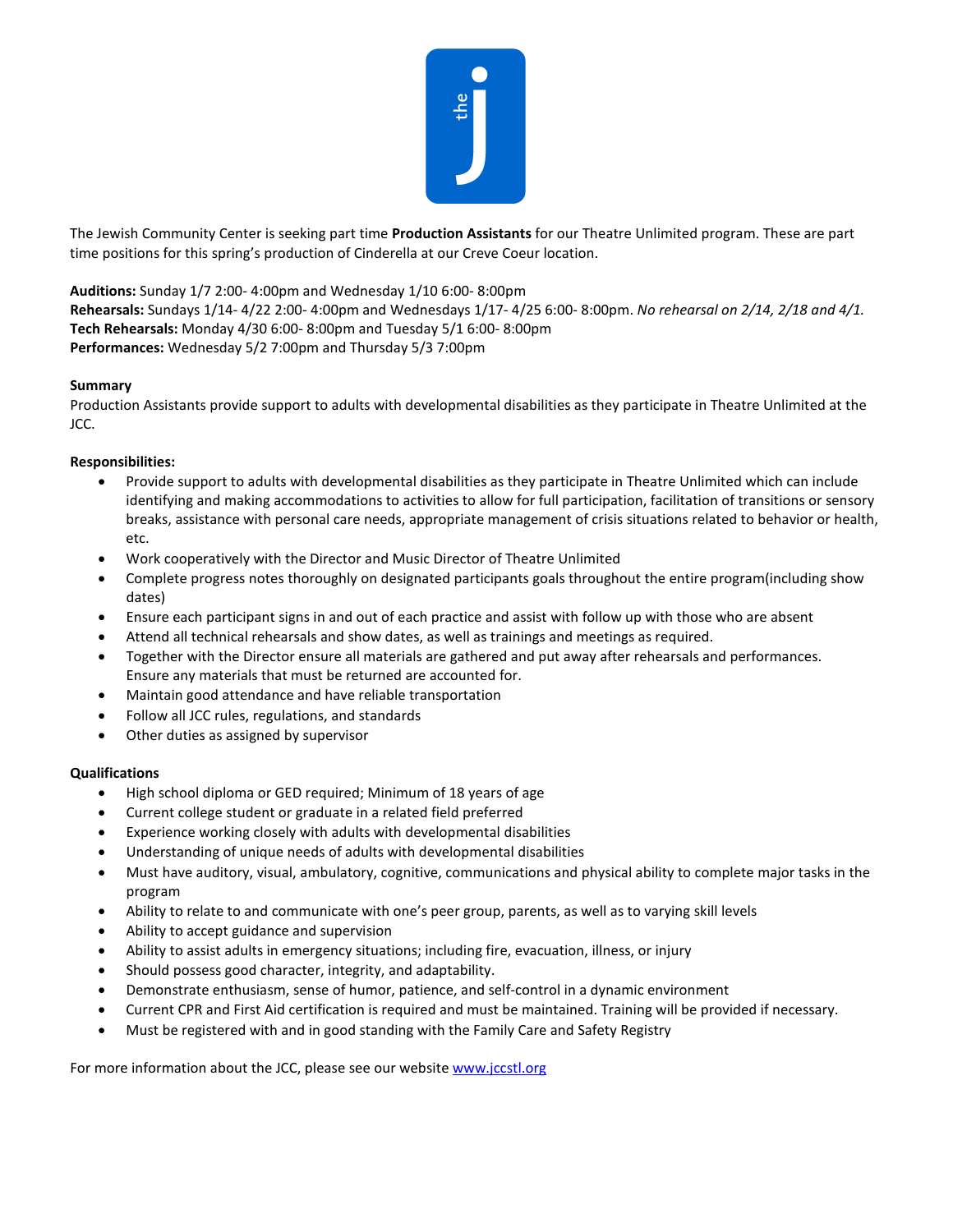The Jewish Community Center is seeking part time **Production Assistants** for our Theatre Unlimited program. These are part time positions for this spring's production of Cinderella at our Creve Coeur location.

**Auditions:** Sunday 1/7 2:00- 4:00pm and Wednesday 1/10 6:00- 8:00pm
**Rehearsals:** Sundays 1/14- 4/22 2:00- 4:00pm and Wednesdays 1/17- 4/25 6:00- 8:00pm. *No rehearsal on 2/14, 2/18 and 4/1.*
**Tech Rehearsals:** Monday 4/30 6:00- 8:00pm and Tuesday 5/1 6:00- 8:00pm
**Performances:** Wednesday 5/2 7:00pm and Thursday 5/3 7:00pm

**Summary**
Production Assistants provide support to adults with developmental disabilities as they participate in Theatre Unlimited at the JCC.

**Responsibilities:**

- Provide support to adults with developmental disabilities as they participate in Theatre Unlimited which can include identifying and making accommodations to activities to allow for full participation, facilitation of transitions or sensory breaks, assistance with personal care needs, appropriate management of crisis situations related to behavior or health, etc.
- Work cooperatively with the Director and Music Director of Theatre Unlimited
- Complete progress notes thoroughly on designated participants goals throughout the entire program(including show dates)
- Ensure each participant signs in and out of each practice and assist with follow up with those who are absent
- Attend all technical rehearsals and show dates, as well as trainings and meetings as required.
- Together with the Director ensure all materials are gathered and put away after rehearsals and performances. Ensure any materials that must be returned are accounted for.
- Maintain good attendance and have reliable transportation
- Follow all JCC rules, regulations, and standards
- Other duties as assigned by supervisor

**Qualifications**

- High school diploma or GED required; Minimum of 18 years of age
- Current college student or graduate in a related field preferred
- Experience working closely with adults with developmental disabilities
- Understanding of unique needs of adults with developmental disabilities
- Must have auditory, visual, ambulatory, cognitive, communications and physical ability to complete major tasks in the program
- Ability to relate to and communicate with one's peer group, parents, as well as to varying skill levels
- Ability to accept guidance and supervision
- Ability to assist adults in emergency situations; including fire, evacuation, illness, or injury
- Should possess good character, integrity, and adaptability.
- Demonstrate enthusiasm, sense of humor, patience, and self-control in a dynamic environment
- Current CPR and First Aid certification is required and must be maintained. Training will be provided if necessary.
- Must be registered with and in good standing with the Family Care and Safety Registry

For more information about the JCC, please see our website [www.jccstl.org](http://www.jccstl.org)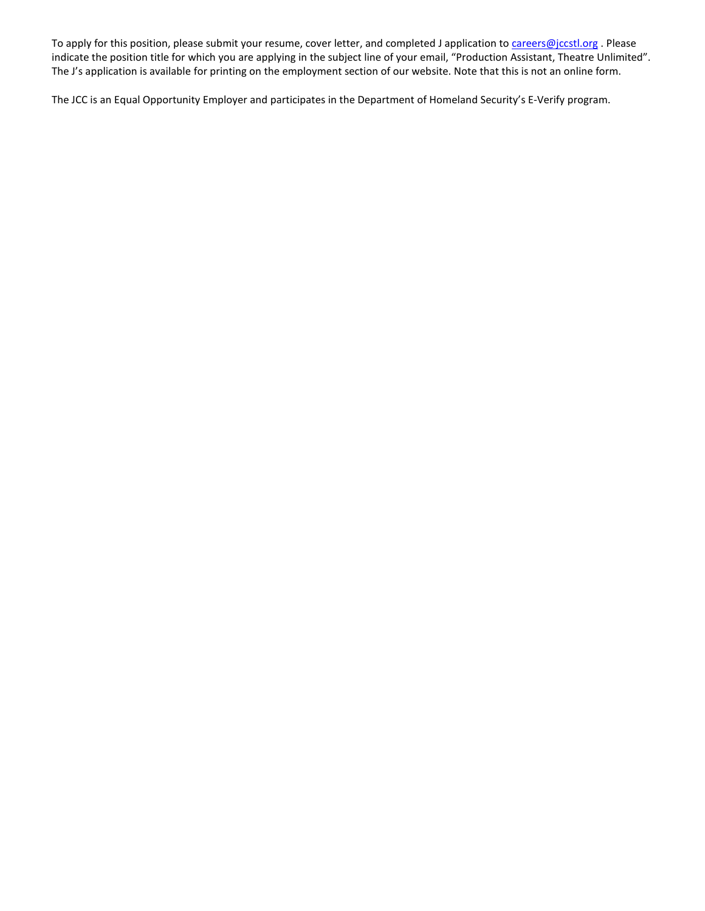To apply for this position, please submit your resume, cover letter, and completed J application to careers@jccstl.org . Please indicate the position title for which you are applying in the subject line of your email, "Production Assistant, Theatre Unlimited". The J's application is available for printing on the employment section of our website. Note that this is not an online form.

The JCC is an Equal Opportunity Employer and participates in the Department of Homeland Security's E-Verify program.